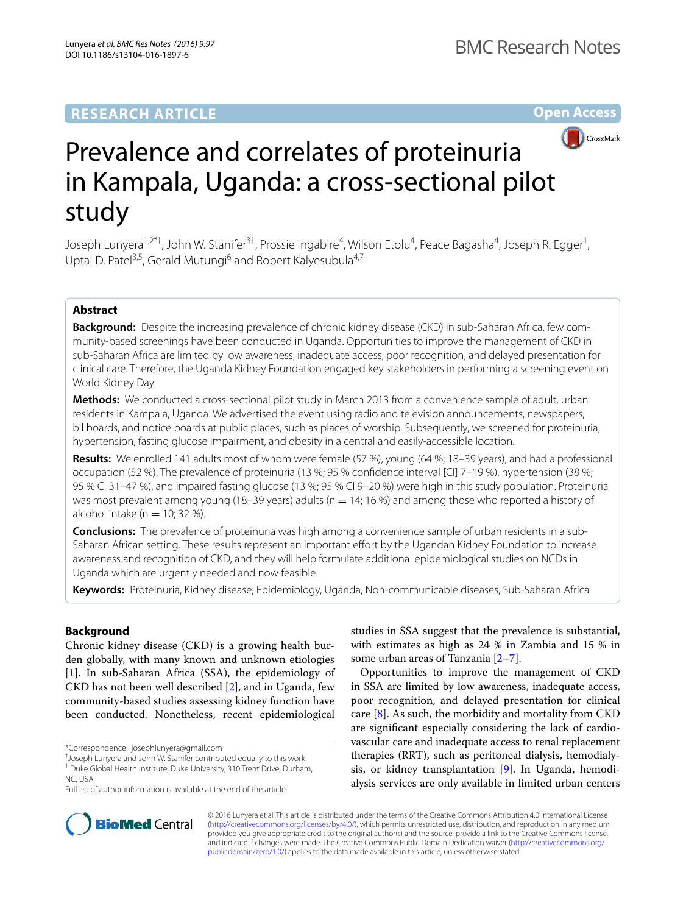RESEARCH ARTICLE

Open Access

# Prevalence and correlates of proteinuria in Kampala, Uganda: a cross-sectional pilot study

Joseph Lunyera[1,2*†], John W. Stanifer[3†], Prossie Ingabire[4], Wilson Etolu[4], Peace Bagasha[4], Joseph R. Egger[1], Uptal D. Patel[3,5], Gerald Mutungi[6] and Robert Kalyesubula[4,7]

## Abstract

**Background:** Despite the increasing prevalence of chronic kidney disease (CKD) in sub-Saharan Africa, few community-based screenings have been conducted in Uganda. Opportunities to improve the management of CKD in sub-Saharan Africa are limited by low awareness, inadequate access, poor recognition, and delayed presentation for clinical care. Therefore, the Uganda Kidney Foundation engaged key stakeholders in performing a screening event on World Kidney Day.

**Methods:** We conducted a cross-sectional pilot study in March 2013 from a convenience sample of adult, urban residents in Kampala, Uganda. We advertised the event using radio and television announcements, newspapers, billboards, and notice boards at public places, such as places of worship. Subsequently, we screened for proteinuria, hypertension, fasting glucose impairment, and obesity in a central and easily-accessible location.

**Results:** We enrolled 141 adults most of whom were female (57 %), young (64 %; 18–39 years), and had a professional occupation (52 %). The prevalence of proteinuria (13 %; 95 % confidence interval [CI] 7–19 %), hypertension (38 %; 95 % CI 31–47 %), and impaired fasting glucose (13 %; 95 % CI 9–20 %) were high in this study population. Proteinuria was most prevalent among young (18–39 years) adults (n = 14; 16 %) and among those who reported a history of alcohol intake (n = 10; 32 %).

**Conclusions:** The prevalence of proteinuria was high among a convenience sample of urban residents in a sub-Saharan African setting. These results represent an important effort by the Ugandan Kidney Foundation to increase awareness and recognition of CKD, and they will help formulate additional epidemiological studies on NCDs in Uganda which are urgently needed and now feasible.

**Keywords:** Proteinuria, Kidney disease, Epidemiology, Uganda, Non-communicable diseases, Sub-Saharan Africa

## Background

Chronic kidney disease (CKD) is a growing health burden globally, with many known and unknown etiologies [1]. In sub-Saharan Africa (SSA), the epidemiology of CKD has not been well described [2], and in Uganda, few community-based studies assessing kidney function have been conducted. Nonetheless, recent epidemiological studies in SSA suggest that the prevalence is substantial, with estimates as high as 24 % in Zambia and 15 % in some urban areas of Tanzania [2–7].

Opportunities to improve the management of CKD in SSA are limited by low awareness, inadequate access, poor recognition, and delayed presentation for clinical care [8]. As such, the morbidity and mortality from CKD are significant especially considering the lack of cardiovascular care and inadequate access to renal replacement therapies (RRT), such as peritoneal dialysis, hemodialysis, or kidney transplantation [9]. In Uganda, hemodialysis services are only available in limited urban centers

*Correspondence: josephlunyera@gmail.com

†Joseph Lunyera and John W. Stanifer contributed equally to this work

[1] Duke Global Health Institute, Duke University, 310 Trent Drive, Durham, NC, USA

Full list of author information is available at the end of the article

© 2016 Lunyera et al. This article is distributed under the terms of the Creative Commons Attribution 4.0 International License (http://creativecommons.org/licenses/by/4.0/), which permits unrestricted use, distribution, and reproduction in any medium, provided you give appropriate credit to the original author(s) and the source, provide a link to the Creative Commons license, and indicate if changes were made. The Creative Commons Public Domain Dedication waiver (http://creativecommons.org/publicdomain/zero/1.0/) applies to the data made available in this article, unless otherwise stated.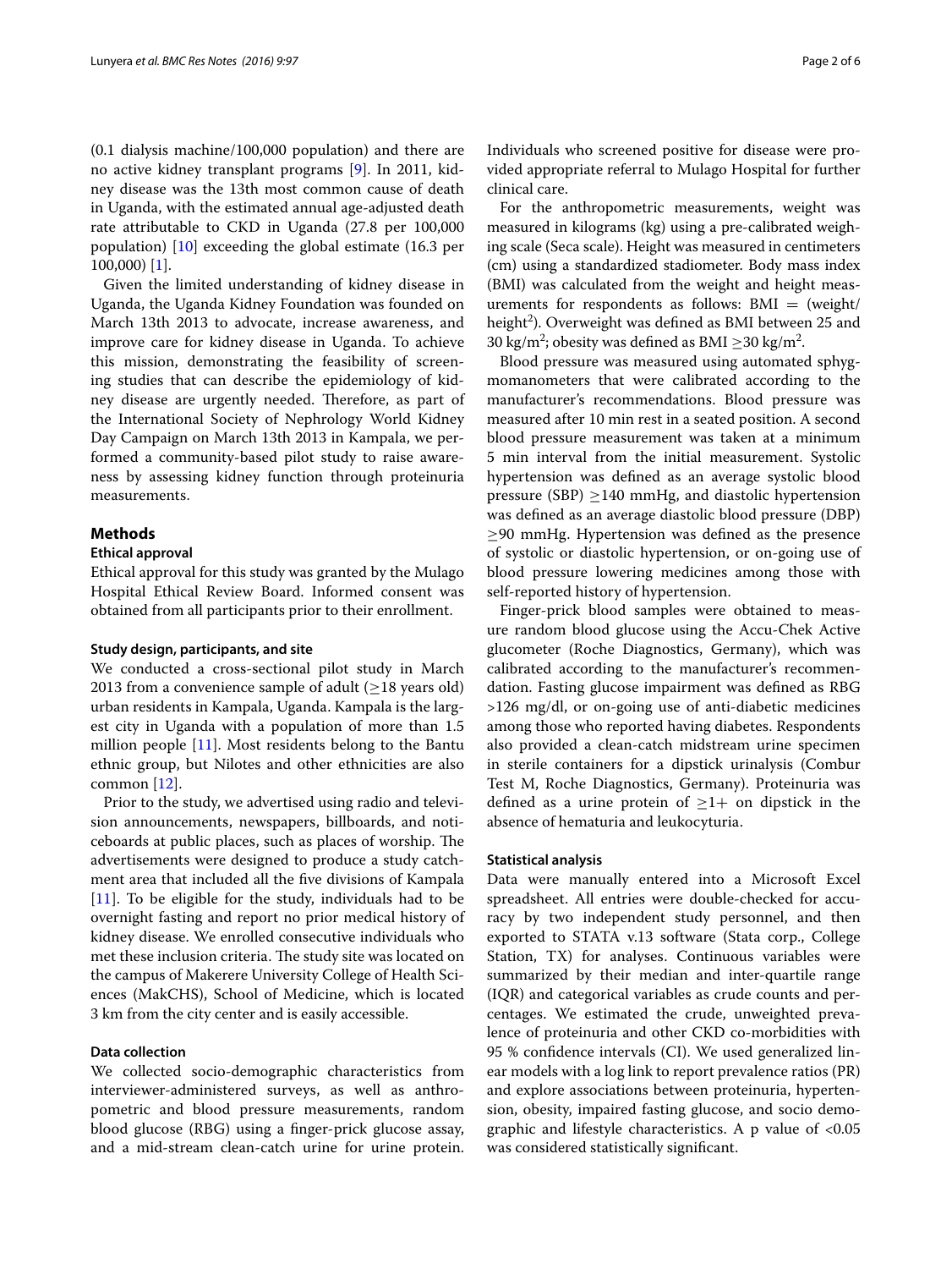(0.1 dialysis machine/100,000 population) and there are no active kidney transplant programs [9]. In 2011, kidney disease was the 13th most common cause of death in Uganda, with the estimated annual age-adjusted death rate attributable to CKD in Uganda (27.8 per 100,000 population) [10] exceeding the global estimate (16.3 per 100,000) [1].

Given the limited understanding of kidney disease in Uganda, the Uganda Kidney Foundation was founded on March 13th 2013 to advocate, increase awareness, and improve care for kidney disease in Uganda. To achieve this mission, demonstrating the feasibility of screening studies that can describe the epidemiology of kidney disease are urgently needed. Therefore, as part of the International Society of Nephrology World Kidney Day Campaign on March 13th 2013 in Kampala, we performed a community-based pilot study to raise awareness by assessing kidney function through proteinuria measurements.

## Methods

### Ethical approval

Ethical approval for this study was granted by the Mulago Hospital Ethical Review Board. Informed consent was obtained from all participants prior to their enrollment.

### Study design, participants, and site

We conducted a cross-sectional pilot study in March 2013 from a convenience sample of adult (≥18 years old) urban residents in Kampala, Uganda. Kampala is the largest city in Uganda with a population of more than 1.5 million people [11]. Most residents belong to the Bantu ethnic group, but Nilotes and other ethnicities are also common [12].

Prior to the study, we advertised using radio and television announcements, newspapers, billboards, and noticeboards at public places, such as places of worship. The advertisements were designed to produce a study catchment area that included all the five divisions of Kampala [11]. To be eligible for the study, individuals had to be overnight fasting and report no prior medical history of kidney disease. We enrolled consecutive individuals who met these inclusion criteria. The study site was located on the campus of Makerere University College of Health Sciences (MakCHS), School of Medicine, which is located 3 km from the city center and is easily accessible.

### Data collection

We collected socio-demographic characteristics from interviewer-administered surveys, as well as anthropometric and blood pressure measurements, random blood glucose (RBG) using a finger-prick glucose assay, and a mid-stream clean-catch urine for urine protein. Individuals who screened positive for disease were provided appropriate referral to Mulago Hospital for further clinical care.

For the anthropometric measurements, weight was measured in kilograms (kg) using a pre-calibrated weighing scale (Seca scale). Height was measured in centimeters (cm) using a standardized stadiometer. Body mass index (BMI) was calculated from the weight and height measurements for respondents as follows: BMI = (weight/height$^2$). Overweight was defined as BMI between 25 and 30 kg/m$^2$; obesity was defined as BMI ≥30 kg/m$^2$.

Blood pressure was measured using automated sphygmomanometers that were calibrated according to the manufacturer's recommendations. Blood pressure was measured after 10 min rest in a seated position. A second blood pressure measurement was taken at a minimum 5 min interval from the initial measurement. Systolic hypertension was defined as an average systolic blood pressure (SBP) ≥140 mmHg, and diastolic hypertension was defined as an average diastolic blood pressure (DBP) ≥90 mmHg. Hypertension was defined as the presence of systolic or diastolic hypertension, or on-going use of blood pressure lowering medicines among those with self-reported history of hypertension.

Finger-prick blood samples were obtained to measure random blood glucose using the Accu-Chek Active glucometer (Roche Diagnostics, Germany), which was calibrated according to the manufacturer's recommendation. Fasting glucose impairment was defined as RBG >126 mg/dl, or on-going use of anti-diabetic medicines among those who reported having diabetes. Respondents also provided a clean-catch midstream urine specimen in sterile containers for a dipstick urinalysis (Combur Test M, Roche Diagnostics, Germany). Proteinuria was defined as a urine protein of ≥1+ on dipstick in the absence of hematuria and leukocyturia.

### Statistical analysis

Data were manually entered into a Microsoft Excel spreadsheet. All entries were double-checked for accuracy by two independent study personnel, and then exported to STATA v.13 software (Stata corp., College Station, TX) for analyses. Continuous variables were summarized by their median and inter-quartile range (IQR) and categorical variables as crude counts and percentages. We estimated the crude, unweighted prevalence of proteinuria and other CKD co-morbidities with 95 % confidence intervals (CI). We used generalized linear models with a log link to report prevalence ratios (PR) and explore associations between proteinuria, hypertension, obesity, impaired fasting glucose, and socio demographic and lifestyle characteristics. A p value of <0.05 was considered statistically significant.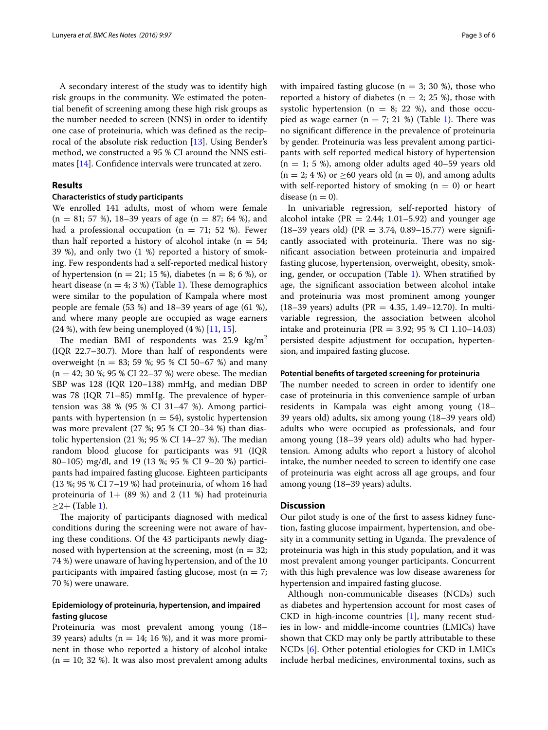A secondary interest of the study was to identify high risk groups in the community. We estimated the potential benefit of screening among these high risk groups as the number needed to screen (NNS) in order to identify one case of proteinuria, which was defined as the reciprocal of the absolute risk reduction [13]. Using Bender's method, we constructed a 95 % CI around the NNS estimates [14]. Confidence intervals were truncated at zero.

## Results

### Characteristics of study participants

We enrolled 141 adults, most of whom were female (n = 81; 57 %), 18–39 years of age (n = 87; 64 %), and had a professional occupation (n = 71; 52 %). Fewer than half reported a history of alcohol intake (n = 54; 39 %), and only two (1 %) reported a history of smoking. Few respondents had a self-reported medical history of hypertension (n = 21; 15 %), diabetes (n = 8; 6 %), or heart disease (n = 4; 3 %) (Table 1). These demographics were similar to the population of Kampala where most people are female (53 %) and 18–39 years of age (61 %), and where many people are occupied as wage earners (24 %), with few being unemployed (4 %) [11, 15].

The median BMI of respondents was 25.9 kg/m$^2$ (IQR 22.7–30.7). More than half of respondents were overweight (n = 83; 59 %; 95 % CI 50–67 %) and many (n = 42; 30 %; 95 % CI 22–37 %) were obese. The median SBP was 128 (IQR 120–138) mmHg, and median DBP was 78 (IQR 71–85) mmHg. The prevalence of hypertension was 38 % (95 % CI 31–47 %). Among participants with hypertension (n = 54), systolic hypertension was more prevalent (27 %; 95 % CI 20–34 %) than diastolic hypertension (21 %; 95 % CI 14–27 %). The median random blood glucose for participants was 91 (IQR 80–105) mg/dl, and 19 (13 %; 95 % CI 9–20 %) participants had impaired fasting glucose. Eighteen participants (13 %; 95 % CI 7–19 %) had proteinuria, of whom 16 had proteinuria of 1+ (89 %) and 2 (11 %) had proteinuria ≥2+ (Table 1).

The majority of participants diagnosed with medical conditions during the screening were not aware of having these conditions. Of the 43 participants newly diagnosed with hypertension at the screening, most (n = 32; 74 %) were unaware of having hypertension, and of the 10 participants with impaired fasting glucose, most (n = 7; 70 %) were unaware.

### Epidemiology of proteinuria, hypertension, and impaired fasting glucose

Proteinuria was most prevalent among young (18–39 years) adults (n = 14; 16 %), and it was more prominent in those who reported a history of alcohol intake (n = 10; 32 %). It was also most prevalent among adults with impaired fasting glucose (n = 3; 30 %), those who reported a history of diabetes (n = 2; 25 %), those with systolic hypertension (n = 8; 22 %), and those occupied as wage earner (n = 7; 21 %) (Table 1). There was no significant difference in the prevalence of proteinuria by gender. Proteinuria was less prevalent among participants with self reported medical history of hypertension (n = 1; 5 %), among older adults aged 40–59 years old (n = 2; 4 %) or ≥60 years old (n = 0), and among adults with self-reported history of smoking (n = 0) or heart disease (n = 0).

In univariable regression, self-reported history of alcohol intake (PR = 2.44; 1.01–5.92) and younger age (18–39 years old) (PR = 3.74, 0.89–15.77) were significantly associated with proteinuria. There was no significant association between proteinuria and impaired fasting glucose, hypertension, overweight, obesity, smoking, gender, or occupation (Table 1). When stratified by age, the significant association between alcohol intake and proteinuria was most prominent among younger (18–39 years) adults (PR = 4.35, 1.49–12.70). In multivariable regression, the association between alcohol intake and proteinuria (PR = 3.92; 95 % CI 1.10–14.03) persisted despite adjustment for occupation, hypertension, and impaired fasting glucose.

### Potential benefits of targeted screening for proteinuria

The number needed to screen in order to identify one case of proteinuria in this convenience sample of urban residents in Kampala was eight among young (18–39 years old) adults, six among young (18–39 years old) adults who were occupied as professionals, and four among young (18–39 years old) adults who had hypertension. Among adults who report a history of alcohol intake, the number needed to screen to identify one case of proteinuria was eight across all age groups, and four among young (18–39 years) adults.

## Discussion

Our pilot study is one of the first to assess kidney function, fasting glucose impairment, hypertension, and obesity in a community setting in Uganda. The prevalence of proteinuria was high in this study population, and it was most prevalent among younger participants. Concurrent with this high prevalence was low disease awareness for hypertension and impaired fasting glucose.

Although non-communicable diseases (NCDs) such as diabetes and hypertension account for most cases of CKD in high-income countries [1], many recent studies in low- and middle-income countries (LMICs) have shown that CKD may only be partly attributable to these NCDs [6]. Other potential etiologies for CKD in LMICs include herbal medicines, environmental toxins, such as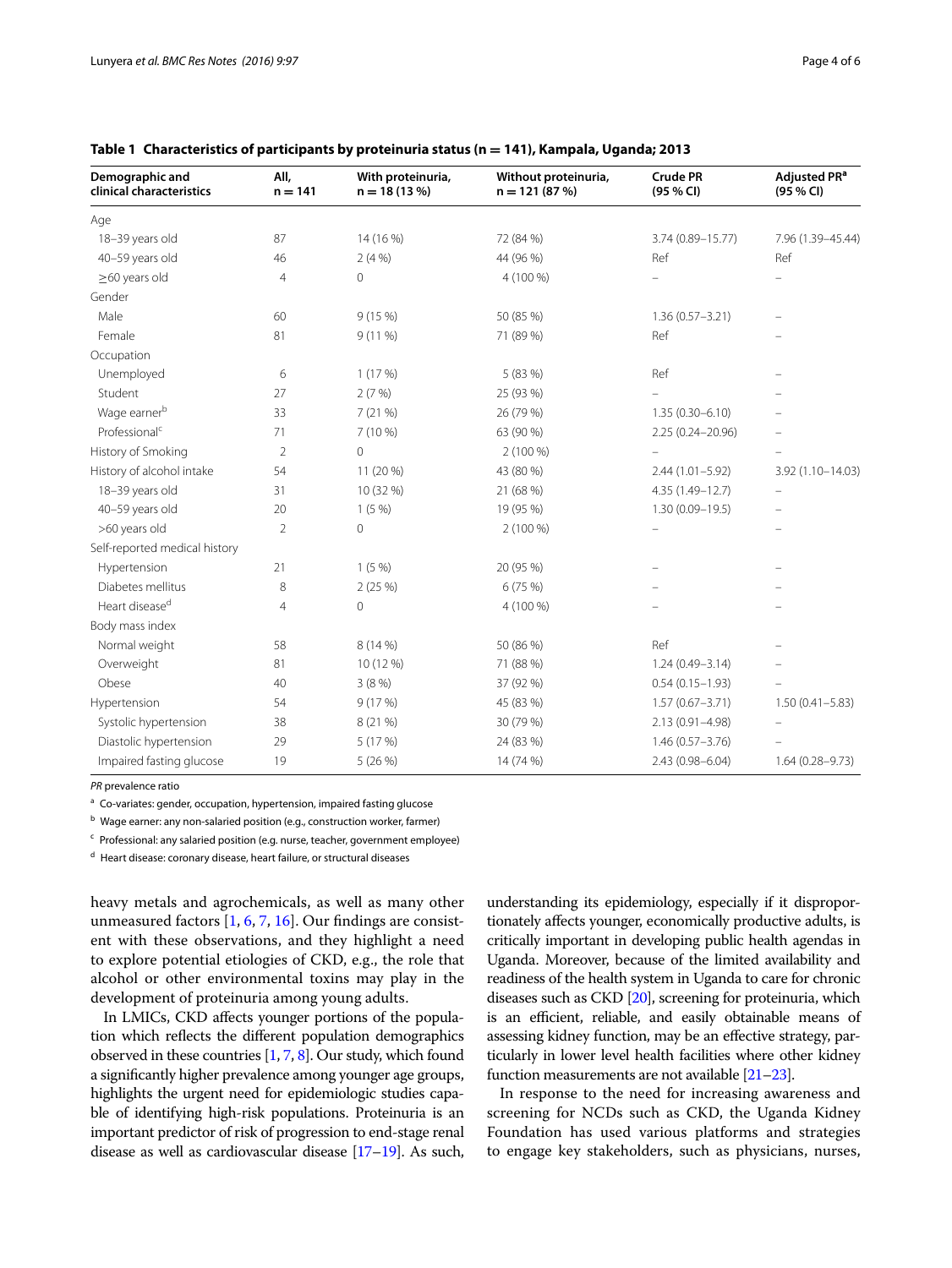**Table 1 Characteristics of participants by proteinuria status (n = 141), Kampala, Uganda; 2013**

| Demographic and clinical characteristics | All, n = 141 | With proteinuria, n = 18 (13 %) | Without proteinuria, n = 121 (87 %) | Crude PR (95 % CI) | Adjusted PR[a] (95 % CI) |
|---|---|---|---|---|---|
| Age | | | | | |
| 18–39 years old | 87 | 14 (16 %) | 72 (84 %) | 3.74 (0.89–15.77) | 7.96 (1.39–45.44) |
| 40–59 years old | 46 | 2 (4 %) | 44 (96 %) | Ref | Ref |
| ≥60 years old | 4 | 0 | 4 (100 %) | – | – |
| Gender | | | | | |
| Male | 60 | 9 (15 %) | 50 (85 %) | 1.36 (0.57–3.21) | – |
| Female | 81 | 9 (11 %) | 71 (89 %) | Ref | – |
| Occupation | | | | | |
| Unemployed | 6 | 1 (17 %) | 5 (83 %) | Ref | – |
| Student | 27 | 2 (7 %) | 25 (93 %) | – | – |
| Wage earner[b] | 33 | 7 (21 %) | 26 (79 %) | 1.35 (0.30–6.10) | – |
| Professional[c] | 71 | 7 (10 %) | 63 (90 %) | 2.25 (0.24–20.96) | – |
| History of Smoking | 2 | 0 | 2 (100 %) | – | – |
| History of alcohol intake | 54 | 11 (20 %) | 43 (80 %) | 2.44 (1.01–5.92) | 3.92 (1.10–14.03) |
| 18–39 years old | 31 | 10 (32 %) | 21 (68 %) | 4.35 (1.49–12.7) | – |
| 40–59 years old | 20 | 1 (5 %) | 19 (95 %) | 1.30 (0.09–19.5) | – |
| >60 years old | 2 | 0 | 2 (100 %) | – | – |
| Self-reported medical history | | | | | |
| Hypertension | 21 | 1 (5 %) | 20 (95 %) | – | – |
| Diabetes mellitus | 8 | 2 (25 %) | 6 (75 %) | – | – |
| Heart disease[d] | 4 | 0 | 4 (100 %) | – | – |
| Body mass index | | | | | |
| Normal weight | 58 | 8 (14 %) | 50 (86 %) | Ref | – |
| Overweight | 81 | 10 (12 %) | 71 (88 %) | 1.24 (0.49–3.14) | – |
| Obese | 40 | 3 (8 %) | 37 (92 %) | 0.54 (0.15–1.93) | – |
| Hypertension | 54 | 9 (17 %) | 45 (83 %) | 1.57 (0.67–3.71) | 1.50 (0.41–5.83) |
| Systolic hypertension | 38 | 8 (21 %) | 30 (79 %) | 2.13 (0.91–4.98) | – |
| Diastolic hypertension | 29 | 5 (17 %) | 24 (83 %) | 1.46 (0.57–3.76) | – |
| Impaired fasting glucose | 19 | 5 (26 %) | 14 (74 %) | 2.43 (0.98–6.04) | 1.64 (0.28–9.73) |

*PR* prevalence ratio

[a] Co-variates: gender, occupation, hypertension, impaired fasting glucose

[b] Wage earner: any non-salaried position (e.g., construction worker, farmer)

[c] Professional: any salaried position (e.g. nurse, teacher, government employee)

[d] Heart disease: coronary disease, heart failure, or structural diseases

heavy metals and agrochemicals, as well as many other unmeasured factors [1, 6, 7, 16]. Our findings are consistent with these observations, and they highlight a need to explore potential etiologies of CKD, e.g., the role that alcohol or other environmental toxins may play in the development of proteinuria among young adults.

In LMICs, CKD affects younger portions of the population which reflects the different population demographics observed in these countries [1, 7, 8]. Our study, which found a significantly higher prevalence among younger age groups, highlights the urgent need for epidemiologic studies capable of identifying high-risk populations. Proteinuria is an important predictor of risk of progression to end-stage renal disease as well as cardiovascular disease [17–19]. As such, understanding its epidemiology, especially if it disproportionately affects younger, economically productive adults, is critically important in developing public health agendas in Uganda. Moreover, because of the limited availability and readiness of the health system in Uganda to care for chronic diseases such as CKD [20], screening for proteinuria, which is an efficient, reliable, and easily obtainable means of assessing kidney function, may be an effective strategy, particularly in lower level health facilities where other kidney function measurements are not available [21–23].

In response to the need for increasing awareness and screening for NCDs such as CKD, the Uganda Kidney Foundation has used various platforms and strategies to engage key stakeholders, such as physicians, nurses,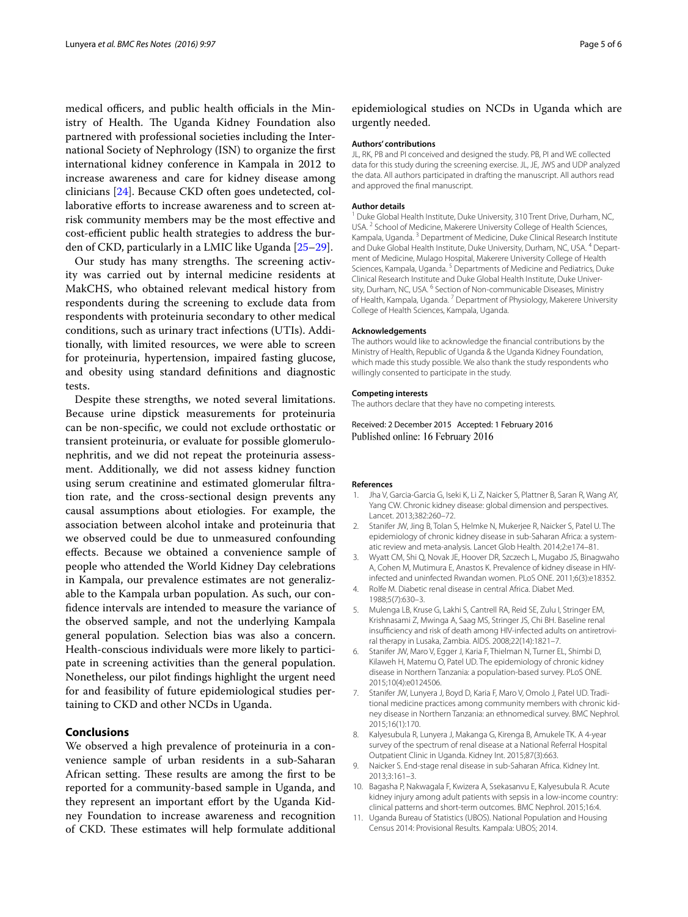medical officers, and public health officials in the Ministry of Health. The Uganda Kidney Foundation also partnered with professional societies including the International Society of Nephrology (ISN) to organize the first international kidney conference in Kampala in 2012 to increase awareness and care for kidney disease among clinicians [24]. Because CKD often goes undetected, collaborative efforts to increase awareness and to screen at-risk community members may be the most effective and cost-efficient public health strategies to address the burden of CKD, particularly in a LMIC like Uganda [25–29].

Our study has many strengths. The screening activity was carried out by internal medicine residents at MakCHS, who obtained relevant medical history from respondents during the screening to exclude data from respondents with proteinuria secondary to other medical conditions, such as urinary tract infections (UTIs). Additionally, with limited resources, we were able to screen for proteinuria, hypertension, impaired fasting glucose, and obesity using standard definitions and diagnostic tests.

Despite these strengths, we noted several limitations. Because urine dipstick measurements for proteinuria can be non-specific, we could not exclude orthostatic or transient proteinuria, or evaluate for possible glomerulonephritis, and we did not repeat the proteinuria assessment. Additionally, we did not assess kidney function using serum creatinine and estimated glomerular filtration rate, and the cross-sectional design prevents any causal assumptions about etiologies. For example, the association between alcohol intake and proteinuria that we observed could be due to unmeasured confounding effects. Because we obtained a convenience sample of people who attended the World Kidney Day celebrations in Kampala, our prevalence estimates are not generalizable to the Kampala urban population. As such, our confidence intervals are intended to measure the variance of the observed sample, and not the underlying Kampala general population. Selection bias was also a concern. Health-conscious individuals were more likely to participate in screening activities than the general population. Nonetheless, our pilot findings highlight the urgent need for and feasibility of future epidemiological studies pertaining to CKD and other NCDs in Uganda.

## Conclusions

We observed a high prevalence of proteinuria in a convenience sample of urban residents in a sub-Saharan African setting. These results are among the first to be reported for a community-based sample in Uganda, and they represent an important effort by the Uganda Kidney Foundation to increase awareness and recognition of CKD. These estimates will help formulate additional epidemiological studies on NCDs in Uganda which are urgently needed.

#### Authors' contributions

JL, RK, PB and PI conceived and designed the study. PB, PI and WE collected data for this study during the screening exercise. JL, JE, JWS and UDP analyzed the data. All authors participated in drafting the manuscript. All authors read and approved the final manuscript.

#### Author details

[1] Duke Global Health Institute, Duke University, 310 Trent Drive, Durham, NC, USA. [2] School of Medicine, Makerere University College of Health Sciences, Kampala, Uganda. [3] Department of Medicine, Duke Clinical Research Institute and Duke Global Health Institute, Duke University, Durham, NC, USA. [4] Department of Medicine, Mulago Hospital, Makerere University College of Health Sciences, Kampala, Uganda. [5] Departments of Medicine and Pediatrics, Duke Clinical Research Institute and Duke Global Health Institute, Duke University, Durham, NC, USA. [6] Section of Non-communicable Diseases, Ministry of Health, Kampala, Uganda. [7] Department of Physiology, Makerere University College of Health Sciences, Kampala, Uganda.

#### Acknowledgements

The authors would like to acknowledge the financial contributions by the Ministry of Health, Republic of Uganda & the Uganda Kidney Foundation, which made this study possible. We also thank the study respondents who willingly consented to participate in the study.

#### Competing interests

The authors declare that they have no competing interests.

Received: 2 December 2015 Accepted: 1 February 2016
Published online: 16 February 2016

#### References

1. Jha V, Garcia-Garcia G, Iseki K, Li Z, Naicker S, Plattner B, Saran R, Wang AY, Yang CW. Chronic kidney disease: global dimension and perspectives. Lancet. 2013;382:260–72.
2. Stanifer JW, Jing B, Tolan S, Helmke N, Mukerjee R, Naicker S, Patel U. The epidemiology of chronic kidney disease in sub-Saharan Africa: a systematic review and meta-analysis. Lancet Glob Health. 2014;2:e174–81.
3. Wyatt CM, Shi Q, Novak JE, Hoover DR, Szczech L, Mugabo JS, Binagwaho A, Cohen M, Mutimura E, Anastos K. Prevalence of kidney disease in HIV-infected and uninfected Rwandan women. PLoS ONE. 2011;6(3):e18352.
4. Rolfe M. Diabetic renal disease in central Africa. Diabet Med. 1988;5(7):630–3.
5. Mulenga LB, Kruse G, Lakhi S, Cantrell RA, Reid SE, Zulu I, Stringer EM, Krishnasami Z, Mwinga A, Saag MS, Stringer JS, Chi BH. Baseline renal insufficiency and risk of death among HIV-infected adults on antiretroviral therapy in Lusaka, Zambia. AIDS. 2008;22(14):1821–7.
6. Stanifer JW, Maro V, Egger J, Karia F, Thielman N, Turner EL, Shimbi D, Kilaweh H, Matemu O, Patel UD. The epidemiology of chronic kidney disease in Northern Tanzania: a population-based survey. PLoS ONE. 2015;10(4):e0124506.
7. Stanifer JW, Lunyera J, Boyd D, Karia F, Maro V, Omolo J, Patel UD. Traditional medicine practices among community members with chronic kidney disease in Northern Tanzania: an ethnomedical survey. BMC Nephrol. 2015;16(1):170.
8. Kalyesubula R, Lunyera J, Makanga G, Kirenga B, Amukele TK. A 4-year survey of the spectrum of renal disease at a National Referral Hospital Outpatient Clinic in Uganda. Kidney Int. 2015;87(3):663.
9. Naicker S. End-stage renal disease in sub-Saharan Africa. Kidney Int. 2013;3:161–3.
10. Bagasha P, Nakwagala F, Kwizera A, Ssekasanvu E, Kalyesubula R. Acute kidney injury among adult patients with sepsis in a low-income country: clinical patterns and short-term outcomes. BMC Nephrol. 2015;16:4.
11. Uganda Bureau of Statistics (UBOS). National Population and Housing Census 2014: Provisional Results. Kampala: UBOS; 2014.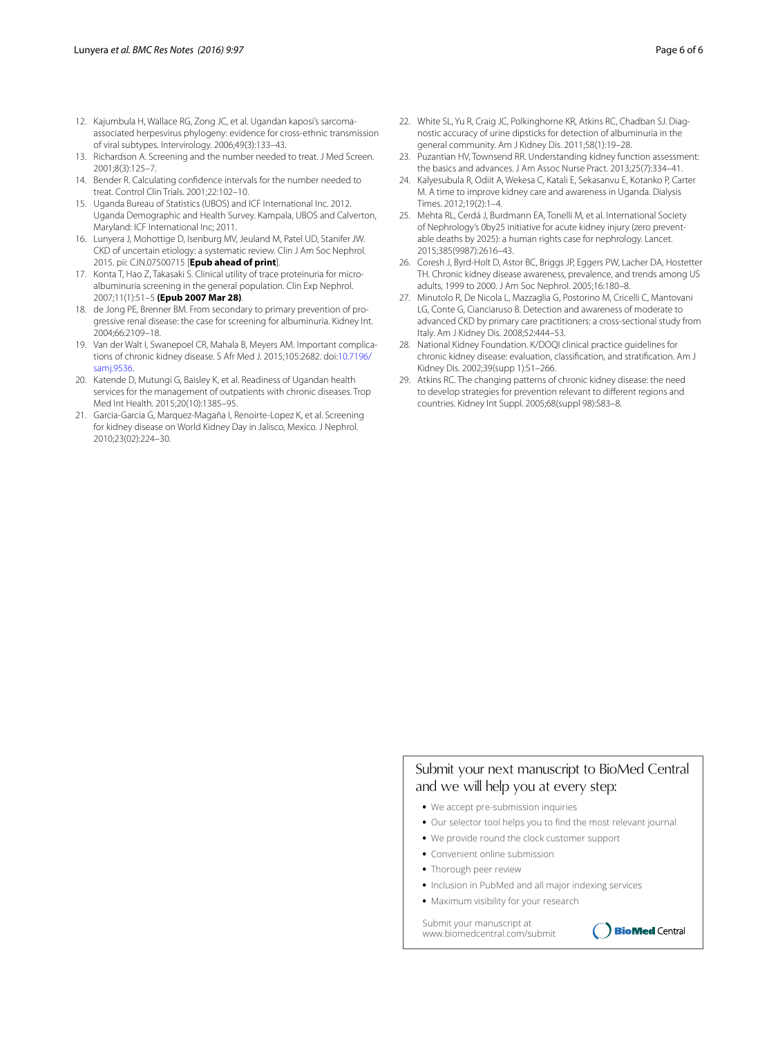12. Kajumbula H, Wallace RG, Zong JC, et al. Ugandan kaposi's sarcoma-associated herpesvirus phylogeny: evidence for cross-ethnic transmission of viral subtypes. Intervirology. 2006;49(3):133–43.
13. Richardson A. Screening and the number needed to treat. J Med Screen. 2001;8(3):125–7.
14. Bender R. Calculating confidence intervals for the number needed to treat. Control Clin Trials. 2001;22:102–10.
15. Uganda Bureau of Statistics (UBOS) and ICF International Inc. 2012. Uganda Demographic and Health Survey. Kampala, UBOS and Calverton, Maryland: ICF International Inc; 2011.
16. Lunyera J, Mohottige D, Isenburg MV, Jeuland M, Patel UD, Stanifer JW. CKD of uncertain etiology: a systematic review. Clin J Am Soc Nephrol. 2015. pii: CJN.07500715 [**Epub ahead of print**].
17. Konta T, Hao Z, Takasaki S. Clinical utility of trace proteinuria for microalbuminuria screening in the general population. Clin Exp Nephrol. 2007;11(1):51–5 **(Epub 2007 Mar 28)**.
18. de Jong PE, Brenner BM. From secondary to primary prevention of progressive renal disease: the case for screening for albuminuria. Kidney Int. 2004;66:2109–18.
19. Van der Walt I, Swanepoel CR, Mahala B, Meyers AM. Important complications of chronic kidney disease. S Afr Med J. 2015;105:2682. doi:10.7196/samj.9536.
20. Katende D, Mutungi G, Baisley K, et al. Readiness of Ugandan health services for the management of outpatients with chronic diseases. Trop Med Int Health. 2015;20(10):1385–95.
21. Garcia-Garcia G, Marquez-Magaña I, Renoirte-Lopez K, et al. Screening for kidney disease on World Kidney Day in Jalisco, Mexico. J Nephrol. 2010;23(02):224–30.
22. White SL, Yu R, Craig JC, Polkinghorne KR, Atkins RC, Chadban SJ. Diagnostic accuracy of urine dipsticks for detection of albuminuria in the general community. Am J Kidney Dis. 2011;58(1):19–28.
23. Puzantian HV, Townsend RR. Understanding kidney function assessment: the basics and advances. J Am Assoc Nurse Pract. 2013;25(7):334–41.
24. Kalyesubula R, Odiit A, Wekesa C, Katali E, Sekasanvu E, Kotanko P, Carter M. A time to improve kidney care and awareness in Uganda. Dialysis Times. 2012;19(2):1–4.
25. Mehta RL, Cerdá J, Burdmann EA, Tonelli M, et al. International Society of Nephrology's 0by25 initiative for acute kidney injury (zero preventable deaths by 2025): a human rights case for nephrology. Lancet. 2015;385(9987):2616–43.
26. Coresh J, Byrd-Holt D, Astor BC, Briggs JP, Eggers PW, Lacher DA, Hostetter TH. Chronic kidney disease awareness, prevalence, and trends among US adults, 1999 to 2000. J Am Soc Nephrol. 2005;16:180–8.
27. Minutolo R, De Nicola L, Mazzaglia G, Postorino M, Cricelli C, Mantovani LG, Conte G, Cianciaruso B. Detection and awareness of moderate to advanced CKD by primary care practitioners: a cross-sectional study from Italy. Am J Kidney Dis. 2008;52:444–53.
28. National Kidney Foundation. K/DOQI clinical practice guidelines for chronic kidney disease: evaluation, classification, and stratification. Am J Kidney Dis. 2002;39(supp 1):S1–266.
29. Atkins RC. The changing patterns of chronic kidney disease: the need to develop strategies for prevention relevant to different regions and countries. Kidney Int Suppl. 2005;68(suppl 98):S83–8.

Submit your next manuscript to BioMed Central and we will help you at every step:

- We accept pre-submission inquiries
- Our selector tool helps you to find the most relevant journal
- We provide round the clock customer support
- Convenient online submission
- Thorough peer review
- Inclusion in PubMed and all major indexing services
- Maximum visibility for your research

Submit your manuscript at www.biomedcentral.com/submit

BioMed Central